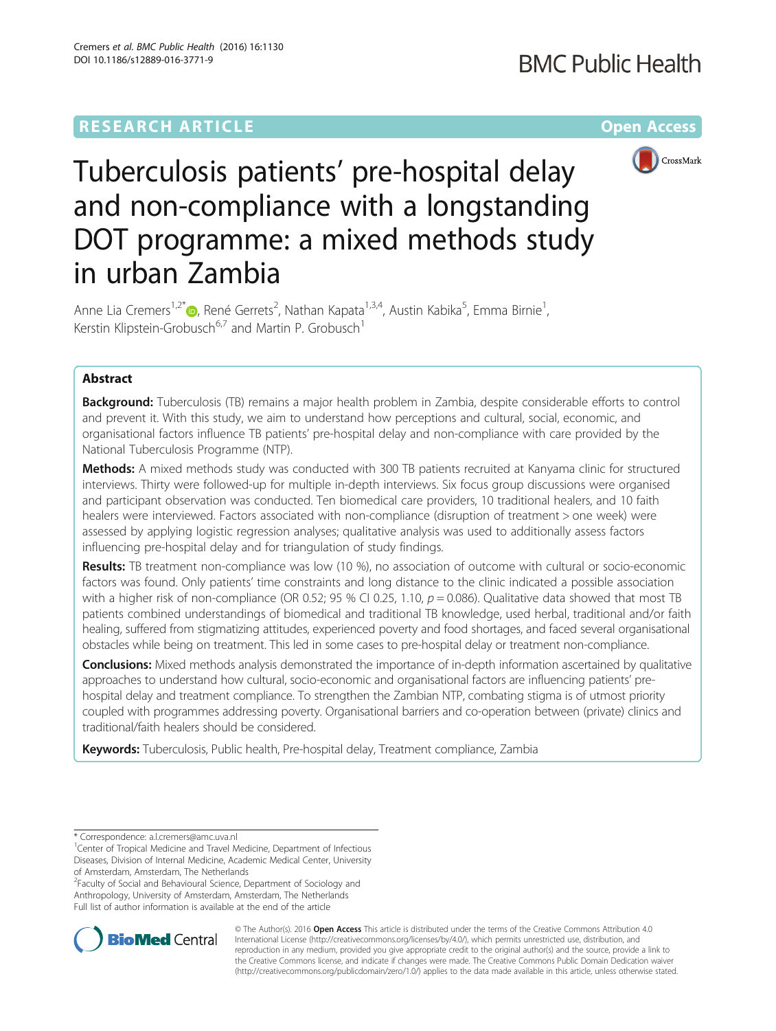RESEARCH ARTICLE

Open Access

# Tuberculosis patients' pre-hospital delay and non-compliance with a longstanding DOT programme: a mixed methods study in urban Zambia

Anne Lia Cremers[1,2*], René Gerrets[2], Nathan Kapata[1,3,4], Austin Kabika[5], Emma Birnie[1], Kerstin Klipstein-Grobusch[6,7] and Martin P. Grobusch[1]

## Abstract

**Background:** Tuberculosis (TB) remains a major health problem in Zambia, despite considerable efforts to control and prevent it. With this study, we aim to understand how perceptions and cultural, social, economic, and organisational factors influence TB patients' pre-hospital delay and non-compliance with care provided by the National Tuberculosis Programme (NTP).

**Methods:** A mixed methods study was conducted with 300 TB patients recruited at Kanyama clinic for structured interviews. Thirty were followed-up for multiple in-depth interviews. Six focus group discussions were organised and participant observation was conducted. Ten biomedical care providers, 10 traditional healers, and 10 faith healers were interviewed. Factors associated with non-compliance (disruption of treatment > one week) were assessed by applying logistic regression analyses; qualitative analysis was used to additionally assess factors influencing pre-hospital delay and for triangulation of study findings.

**Results:** TB treatment non-compliance was low (10 %), no association of outcome with cultural or socio-economic factors was found. Only patients' time constraints and long distance to the clinic indicated a possible association with a higher risk of non-compliance (OR 0.52; 95 % CI 0.25, 1.10, $p = 0.086$). Qualitative data showed that most TB patients combined understandings of biomedical and traditional TB knowledge, used herbal, traditional and/or faith healing, suffered from stigmatizing attitudes, experienced poverty and food shortages, and faced several organisational obstacles while being on treatment. This led in some cases to pre-hospital delay or treatment non-compliance.

**Conclusions:** Mixed methods analysis demonstrated the importance of in-depth information ascertained by qualitative approaches to understand how cultural, socio-economic and organisational factors are influencing patients' pre-hospital delay and treatment compliance. To strengthen the Zambian NTP, combating stigma is of utmost priority coupled with programmes addressing poverty. Organisational barriers and co-operation between (private) clinics and traditional/faith healers should be considered.

**Keywords:** Tuberculosis, Public health, Pre-hospital delay, Treatment compliance, Zambia

---

\* Correspondence: a.l.cremers@amc.uva.nl

[1]Center of Tropical Medicine and Travel Medicine, Department of Infectious Diseases, Division of Internal Medicine, Academic Medical Center, University of Amsterdam, Amsterdam, The Netherlands

[2]Faculty of Social and Behavioural Science, Department of Sociology and Anthropology, University of Amsterdam, Amsterdam, The Netherlands

Full list of author information is available at the end of the article

© The Author(s). 2016 **Open Access** This article is distributed under the terms of the Creative Commons Attribution 4.0 International License (http://creativecommons.org/licenses/by/4.0/), which permits unrestricted use, distribution, and reproduction in any medium, provided you give appropriate credit to the original author(s) and the source, provide a link to the Creative Commons license, and indicate if changes were made. The Creative Commons Public Domain Dedication waiver (http://creativecommons.org/publicdomain/zero/1.0/) applies to the data made available in this article, unless otherwise stated.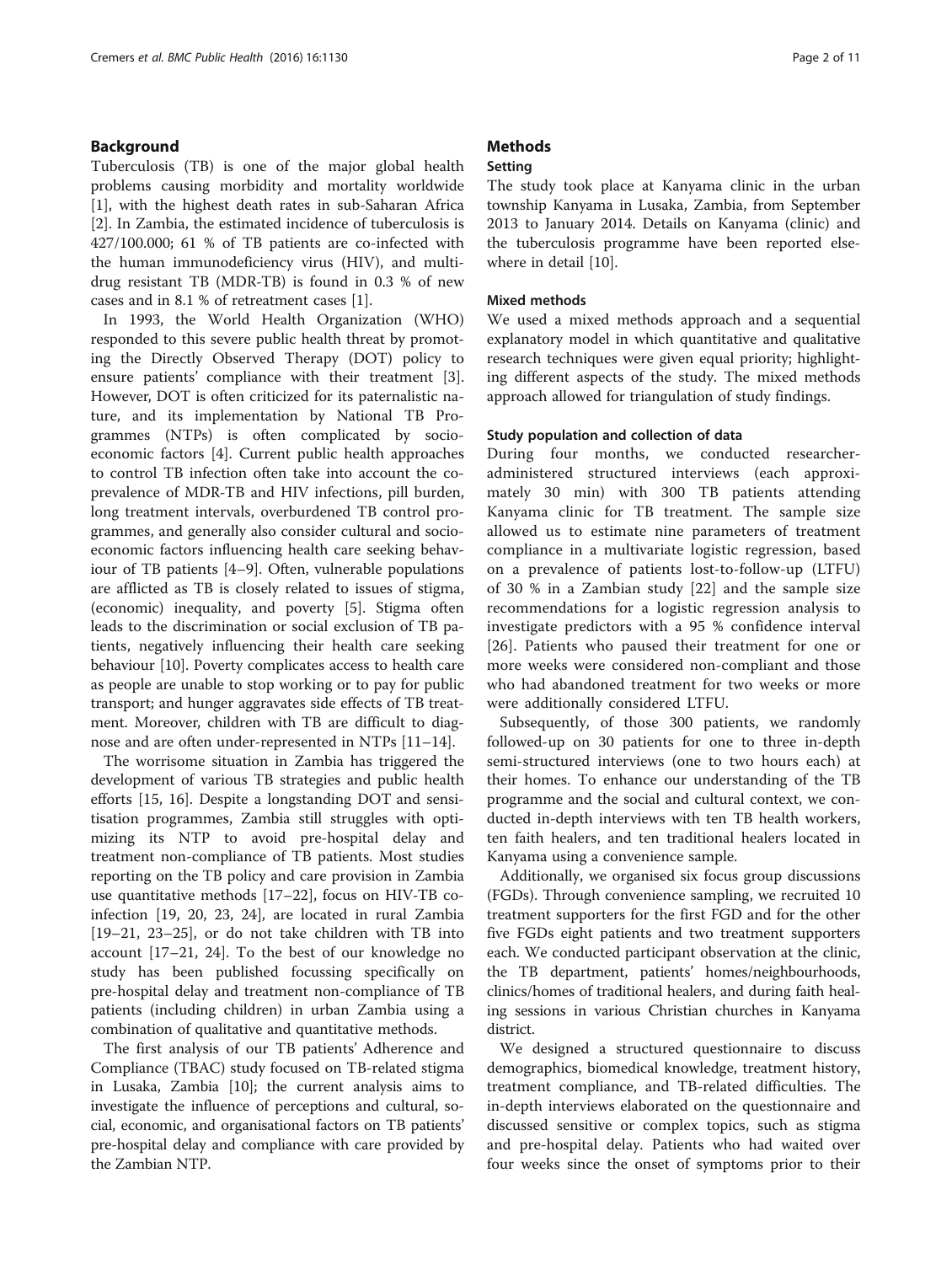## Background

Tuberculosis (TB) is one of the major global health problems causing morbidity and mortality worldwide [1], with the highest death rates in sub-Saharan Africa [2]. In Zambia, the estimated incidence of tuberculosis is 427/100.000; 61 % of TB patients are co-infected with the human immunodeficiency virus (HIV), and multidrug resistant TB (MDR-TB) is found in 0.3 % of new cases and in 8.1 % of retreatment cases [1].

In 1993, the World Health Organization (WHO) responded to this severe public health threat by promoting the Directly Observed Therapy (DOT) policy to ensure patients' compliance with their treatment [3]. However, DOT is often criticized for its paternalistic nature, and its implementation by National TB Programmes (NTPs) is often complicated by socioeconomic factors [4]. Current public health approaches to control TB infection often take into account the coprevalence of MDR-TB and HIV infections, pill burden, long treatment intervals, overburdened TB control programmes, and generally also consider cultural and socioeconomic factors influencing health care seeking behaviour of TB patients [4–9]. Often, vulnerable populations are afflicted as TB is closely related to issues of stigma, (economic) inequality, and poverty [5]. Stigma often leads to the discrimination or social exclusion of TB patients, negatively influencing their health care seeking behaviour [10]. Poverty complicates access to health care as people are unable to stop working or to pay for public transport; and hunger aggravates side effects of TB treatment. Moreover, children with TB are difficult to diagnose and are often under-represented in NTPs [11–14].

The worrisome situation in Zambia has triggered the development of various TB strategies and public health efforts [15, 16]. Despite a longstanding DOT and sensitisation programmes, Zambia still struggles with optimizing its NTP to avoid pre-hospital delay and treatment non-compliance of TB patients. Most studies reporting on the TB policy and care provision in Zambia use quantitative methods [17–22], focus on HIV-TB coinfection [19, 20, 23, 24], are located in rural Zambia [19–21, 23–25], or do not take children with TB into account [17–21, 24]. To the best of our knowledge no study has been published focussing specifically on pre-hospital delay and treatment non-compliance of TB patients (including children) in urban Zambia using a combination of qualitative and quantitative methods.

The first analysis of our TB patients' Adherence and Compliance (TBAC) study focused on TB-related stigma in Lusaka, Zambia [10]; the current analysis aims to investigate the influence of perceptions and cultural, social, economic, and organisational factors on TB patients' pre-hospital delay and compliance with care provided by the Zambian NTP.

## Methods

### Setting

The study took place at Kanyama clinic in the urban township Kanyama in Lusaka, Zambia, from September 2013 to January 2014. Details on Kanyama (clinic) and the tuberculosis programme have been reported elsewhere in detail [10].

### Mixed methods

We used a mixed methods approach and a sequential explanatory model in which quantitative and qualitative research techniques were given equal priority; highlighting different aspects of the study. The mixed methods approach allowed for triangulation of study findings.

### Study population and collection of data

During four months, we conducted researcher-administered structured interviews (each approximately 30 min) with 300 TB patients attending Kanyama clinic for TB treatment. The sample size allowed us to estimate nine parameters of treatment compliance in a multivariate logistic regression, based on a prevalence of patients lost-to-follow-up (LTFU) of 30 % in a Zambian study [22] and the sample size recommendations for a logistic regression analysis to investigate predictors with a 95 % confidence interval [26]. Patients who paused their treatment for one or more weeks were considered non-compliant and those who had abandoned treatment for two weeks or more were additionally considered LTFU.

Subsequently, of those 300 patients, we randomly followed-up on 30 patients for one to three in-depth semi-structured interviews (one to two hours each) at their homes. To enhance our understanding of the TB programme and the social and cultural context, we conducted in-depth interviews with ten TB health workers, ten faith healers, and ten traditional healers located in Kanyama using a convenience sample.

Additionally, we organised six focus group discussions (FGDs). Through convenience sampling, we recruited 10 treatment supporters for the first FGD and for the other five FGDs eight patients and two treatment supporters each. We conducted participant observation at the clinic, the TB department, patients' homes/neighbourhoods, clinics/homes of traditional healers, and during faith healing sessions in various Christian churches in Kanyama district.

We designed a structured questionnaire to discuss demographics, biomedical knowledge, treatment history, treatment compliance, and TB-related difficulties. The in-depth interviews elaborated on the questionnaire and discussed sensitive or complex topics, such as stigma and pre-hospital delay. Patients who had waited over four weeks since the onset of symptoms prior to their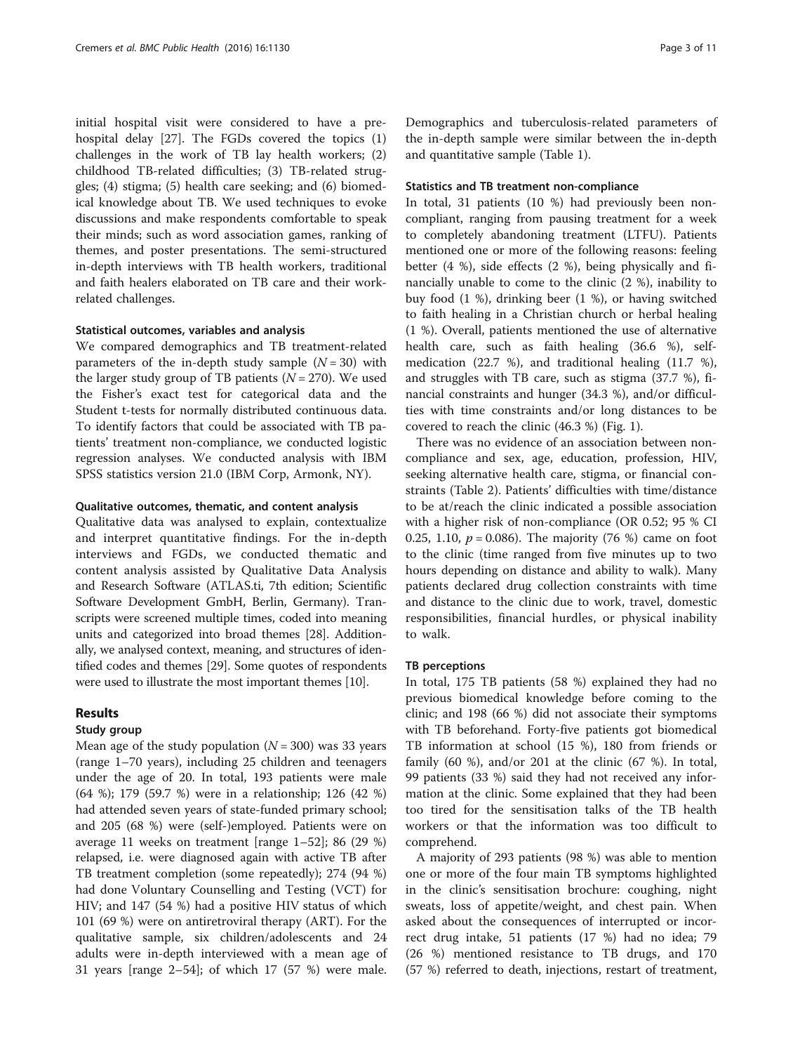initial hospital visit were considered to have a pre-hospital delay [27]. The FGDs covered the topics (1) challenges in the work of TB lay health workers; (2) childhood TB-related difficulties; (3) TB-related struggles; (4) stigma; (5) health care seeking; and (6) biomedical knowledge about TB. We used techniques to evoke discussions and make respondents comfortable to speak their minds; such as word association games, ranking of themes, and poster presentations. The semi-structured in-depth interviews with TB health workers, traditional and faith healers elaborated on TB care and their work-related challenges.

#### Statistical outcomes, variables and analysis

We compared demographics and TB treatment-related parameters of the in-depth study sample ($N = 30$) with the larger study group of TB patients ($N = 270$). We used the Fisher's exact test for categorical data and the Student t-tests for normally distributed continuous data. To identify factors that could be associated with TB patients' treatment non-compliance, we conducted logistic regression analyses. We conducted analysis with IBM SPSS statistics version 21.0 (IBM Corp, Armonk, NY).

#### Qualitative outcomes, thematic, and content analysis

Qualitative data was analysed to explain, contextualize and interpret quantitative findings. For the in-depth interviews and FGDs, we conducted thematic and content analysis assisted by Qualitative Data Analysis and Research Software (ATLAS.ti, 7th edition; Scientific Software Development GmbH, Berlin, Germany). Transcripts were screened multiple times, coded into meaning units and categorized into broad themes [28]. Additionally, we analysed context, meaning, and structures of identified codes and themes [29]. Some quotes of respondents were used to illustrate the most important themes [10].

## Results

### Study group

Mean age of the study population ($N = 300$) was 33 years (range 1–70 years), including 25 children and teenagers under the age of 20. In total, 193 patients were male (64 %); 179 (59.7 %) were in a relationship; 126 (42 %) had attended seven years of state-funded primary school; and 205 (68 %) were (self-)employed. Patients were on average 11 weeks on treatment [range 1–52]; 86 (29 %) relapsed, i.e. were diagnosed again with active TB after TB treatment completion (some repeatedly); 274 (94 %) had done Voluntary Counselling and Testing (VCT) for HIV; and 147 (54 %) had a positive HIV status of which 101 (69 %) were on antiretroviral therapy (ART). For the qualitative sample, six children/adolescents and 24 adults were in-depth interviewed with a mean age of 31 years [range 2–54]; of which 17 (57 %) were male. Demographics and tuberculosis-related parameters of the in-depth sample were similar between the in-depth and quantitative sample (Table 1).

#### Statistics and TB treatment non-compliance

In total, 31 patients (10 %) had previously been non-compliant, ranging from pausing treatment for a week to completely abandoning treatment (LTFU). Patients mentioned one or more of the following reasons: feeling better (4 %), side effects (2 %), being physically and financially unable to come to the clinic (2 %), inability to buy food (1 %), drinking beer (1 %), or having switched to faith healing in a Christian church or herbal healing (1 %). Overall, patients mentioned the use of alternative health care, such as faith healing (36.6 %), self-medication (22.7 %), and traditional healing (11.7 %), and struggles with TB care, such as stigma (37.7 %), financial constraints and hunger (34.3 %), and/or difficulties with time constraints and/or long distances to be covered to reach the clinic (46.3 %) (Fig. 1).

There was no evidence of an association between non-compliance and sex, age, education, profession, HIV, seeking alternative health care, stigma, or financial constraints (Table 2). Patients' difficulties with time/distance to be at/reach the clinic indicated a possible association with a higher risk of non-compliance (OR 0.52; 95 % CI 0.25, 1.10, $p = 0.086$). The majority (76 %) came on foot to the clinic (time ranged from five minutes up to two hours depending on distance and ability to walk). Many patients declared drug collection constraints with time and distance to the clinic due to work, travel, domestic responsibilities, financial hurdles, or physical inability to walk.

#### TB perceptions

In total, 175 TB patients (58 %) explained they had no previous biomedical knowledge before coming to the clinic; and 198 (66 %) did not associate their symptoms with TB beforehand. Forty-five patients got biomedical TB information at school (15 %), 180 from friends or family (60 %), and/or 201 at the clinic (67 %). In total, 99 patients (33 %) said they had not received any information at the clinic. Some explained that they had been too tired for the sensitisation talks of the TB health workers or that the information was too difficult to comprehend.

A majority of 293 patients (98 %) was able to mention one or more of the four main TB symptoms highlighted in the clinic's sensitisation brochure: coughing, night sweats, loss of appetite/weight, and chest pain. When asked about the consequences of interrupted or incorrect drug intake, 51 patients (17 %) had no idea; 79 (26 %) mentioned resistance to TB drugs, and 170 (57 %) referred to death, injections, restart of treatment,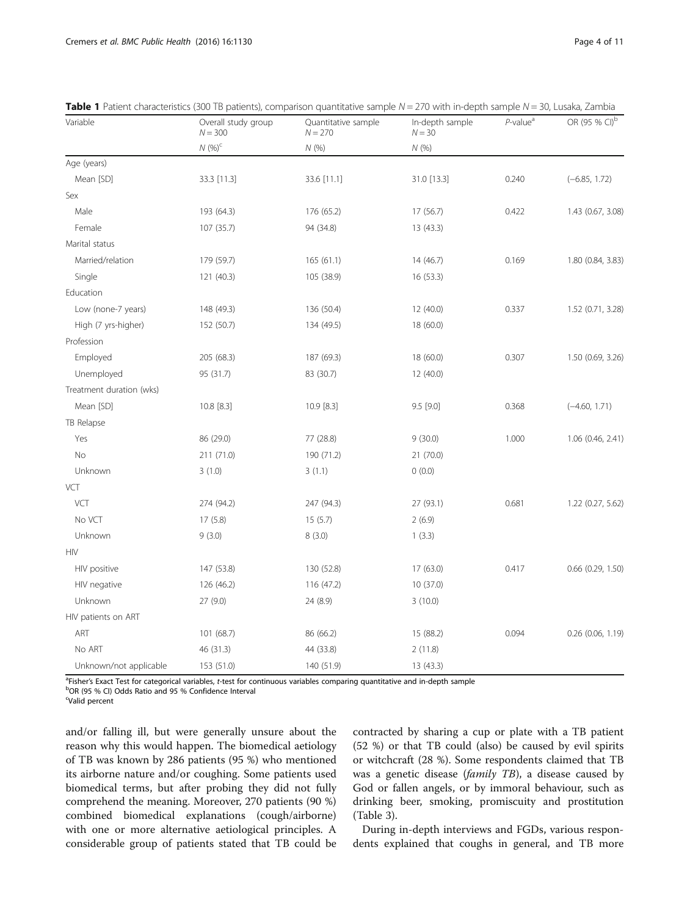**Table 1** Patient characteristics (300 TB patients), comparison quantitative sample $N = 270$ with in-depth sample $N = 30$, Lusaka, Zambia

| Variable | Overall study group $N = 300$ | Quantitative sample $N = 270$ | In-depth sample $N = 30$ | *P*-value[a] | OR (95 % CI)[b] |
|---|---|---|---|---|---|
| | *N* (%)[c] | *N* (%) | *N* (%) | | |
| Age (years) | | | | | |
| Mean [SD] | 33.3 [11.3] | 33.6 [11.1] | 31.0 [13.3] | 0.240 | (−6.85, 1.72) |
| Sex | | | | | |
| Male | 193 (64.3) | 176 (65.2) | 17 (56.7) | 0.422 | 1.43 (0.67, 3.08) |
| Female | 107 (35.7) | 94 (34.8) | 13 (43.3) | | |
| Marital status | | | | | |
| Married/relation | 179 (59.7) | 165 (61.1) | 14 (46.7) | 0.169 | 1.80 (0.84, 3.83) |
| Single | 121 (40.3) | 105 (38.9) | 16 (53.3) | | |
| Education | | | | | |
| Low (none-7 years) | 148 (49.3) | 136 (50.4) | 12 (40.0) | 0.337 | 1.52 (0.71, 3.28) |
| High (7 yrs-higher) | 152 (50.7) | 134 (49.5) | 18 (60.0) | | |
| Profession | | | | | |
| Employed | 205 (68.3) | 187 (69.3) | 18 (60.0) | 0.307 | 1.50 (0.69, 3.26) |
| Unemployed | 95 (31.7) | 83 (30.7) | 12 (40.0) | | |
| Treatment duration (wks) | | | | | |
| Mean [SD] | 10.8 [8.3] | 10.9 [8.3] | 9.5 [9.0] | 0.368 | (−4.60, 1.71) |
| TB Relapse | | | | | |
| Yes | 86 (29.0) | 77 (28.8) | 9 (30.0) | 1.000 | 1.06 (0.46, 2.41) |
| No | 211 (71.0) | 190 (71.2) | 21 (70.0) | | |
| Unknown | 3 (1.0) | 3 (1.1) | 0 (0.0) | | |
| VCT | | | | | |
| VCT | 274 (94.2) | 247 (94.3) | 27 (93.1) | 0.681 | 1.22 (0.27, 5.62) |
| No VCT | 17 (5.8) | 15 (5.7) | 2 (6.9) | | |
| Unknown | 9 (3.0) | 8 (3.0) | 1 (3.3) | | |
| HIV | | | | | |
| HIV positive | 147 (53.8) | 130 (52.8) | 17 (63.0) | 0.417 | 0.66 (0.29, 1.50) |
| HIV negative | 126 (46.2) | 116 (47.2) | 10 (37.0) | | |
| Unknown | 27 (9.0) | 24 (8.9) | 3 (10.0) | | |
| HIV patients on ART | | | | | |
| ART | 101 (68.7) | 86 (66.2) | 15 (88.2) | 0.094 | 0.26 (0.06, 1.19) |
| No ART | 46 (31.3) | 44 (33.8) | 2 (11.8) | | |
| Unknown/not applicable | 153 (51.0) | 140 (51.9) | 13 (43.3) | | |

[a]Fisher's Exact Test for categorical variables, *t*-test for continuous variables comparing quantitative and in-depth sample
[b]OR (95 % CI) Odds Ratio and 95 % Confidence Interval
[c]Valid percent

and/or falling ill, but were generally unsure about the reason why this would happen. The biomedical aetiology of TB was known by 286 patients (95 %) who mentioned its airborne nature and/or coughing. Some patients used biomedical terms, but after probing they did not fully comprehend the meaning. Moreover, 270 patients (90 %) combined biomedical explanations (cough/airborne) with one or more alternative aetiological principles. A considerable group of patients stated that TB could be contracted by sharing a cup or plate with a TB patient (52 %) or that TB could (also) be caused by evil spirits or witchcraft (28 %). Some respondents claimed that TB was a genetic disease (*family TB*), a disease caused by God or fallen angels, or by immoral behaviour, such as drinking beer, smoking, promiscuity and prostitution (Table 3).

During in-depth interviews and FGDs, various respondents explained that coughs in general, and TB more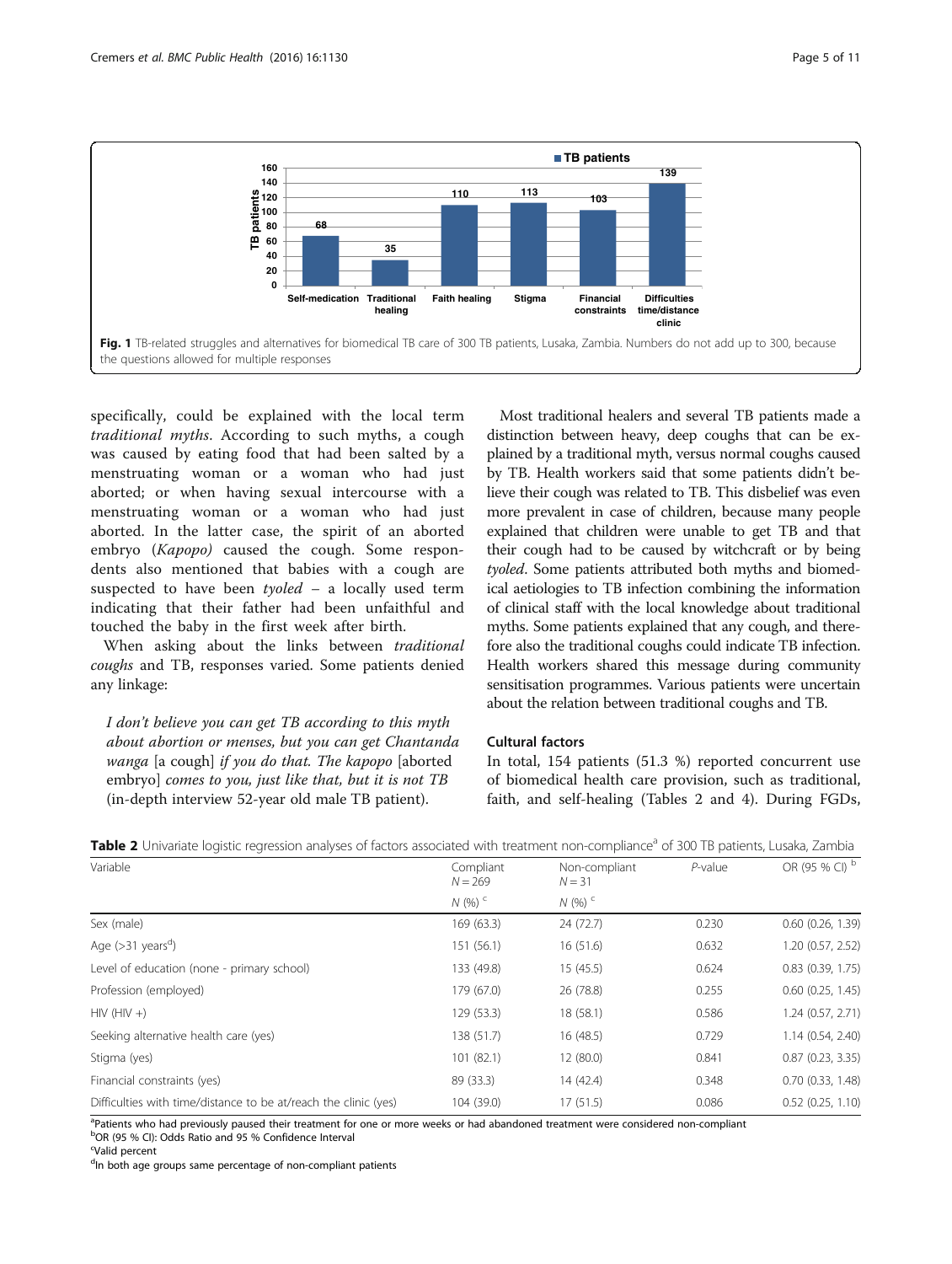Fig. 1 TB-related struggles and alternatives for biomedical TB care of 300 TB patients, Lusaka, Zambia. Numbers do not add up to 300, because the questions allowed for multiple responses

specifically, could be explained with the local term *traditional myths*. According to such myths, a cough was caused by eating food that had been salted by a menstruating woman or a woman who had just aborted; or when having sexual intercourse with a menstruating woman or a woman who had just aborted. In the latter case, the spirit of an aborted embryo (*Kapopo)* caused the cough. Some respondents also mentioned that babies with a cough are suspected to have been *tyoled* – a locally used term indicating that their father had been unfaithful and touched the baby in the first week after birth.

When asking about the links between *traditional coughs* and TB, responses varied. Some patients denied any linkage:

> *I don't believe you can get TB according to this myth about abortion or menses, but you can get Chantanda wanga* [a cough] *if you do that. The kapopo* [aborted embryo] *comes to you, just like that, but it is not TB* (in-depth interview 52-year old male TB patient).

Most traditional healers and several TB patients made a distinction between heavy, deep coughs that can be explained by a traditional myth, versus normal coughs caused by TB. Health workers said that some patients didn't believe their cough was related to TB. This disbelief was even more prevalent in case of children, because many people explained that children were unable to get TB and that their cough had to be caused by witchcraft or by being *tyoled*. Some patients attributed both myths and biomedical aetiologies to TB infection combining the information of clinical staff with the local knowledge about traditional myths. Some patients explained that any cough, and therefore also the traditional coughs could indicate TB infection. Health workers shared this message during community sensitisation programmes. Various patients were uncertain about the relation between traditional coughs and TB.

### Cultural factors

In total, 154 patients (51.3 %) reported concurrent use of biomedical health care provision, such as traditional, faith, and self-healing (Tables 2 and 4). During FGDs,

**Table 2** Univariate logistic regression analyses of factors associated with treatment non-compliance[a] of 300 TB patients, Lusaka, Zambia

| Variable | Compliant $N = 269$ | Non-compliant $N = 31$ | *P*-value | OR (95 % CI) [b] |
|---|---|---|---|---|
| | *N* (%) [c] | *N* (%) [c] | | |
| Sex (male) | 169 (63.3) | 24 (72.7) | 0.230 | 0.60 (0.26, 1.39) |
| Age (>31 years[d]) | 151 (56.1) | 16 (51.6) | 0.632 | 1.20 (0.57, 2.52) |
| Level of education (none - primary school) | 133 (49.8) | 15 (45.5) | 0.624 | 0.83 (0.39, 1.75) |
| Profession (employed) | 179 (67.0) | 26 (78.8) | 0.255 | 0.60 (0.25, 1.45) |
| HIV (HIV +) | 129 (53.3) | 18 (58.1) | 0.586 | 1.24 (0.57, 2.71) |
| Seeking alternative health care (yes) | 138 (51.7) | 16 (48.5) | 0.729 | 1.14 (0.54, 2.40) |
| Stigma (yes) | 101 (82.1) | 12 (80.0) | 0.841 | 0.87 (0.23, 3.35) |
| Financial constraints (yes) | 89 (33.3) | 14 (42.4) | 0.348 | 0.70 (0.33, 1.48) |
| Difficulties with time/distance to be at/reach the clinic (yes) | 104 (39.0) | 17 (51.5) | 0.086 | 0.52 (0.25, 1.10) |

[a]Patients who had previously paused their treatment for one or more weeks or had abandoned treatment were considered non-compliant
[b]OR (95 % CI): Odds Ratio and 95 % Confidence Interval
[c]Valid percent
[d]In both age groups same percentage of non-compliant patients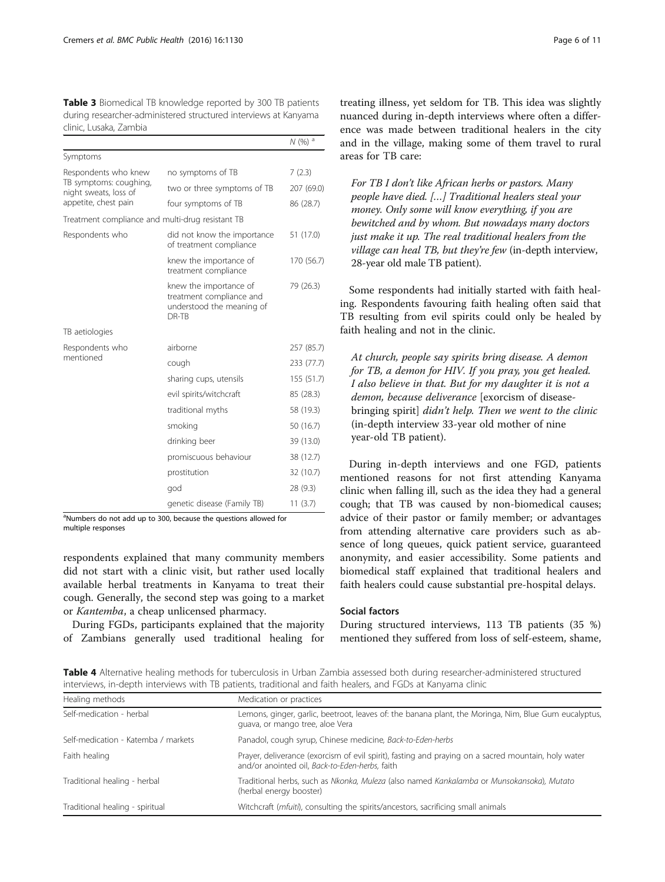**Table 3** Biomedical TB knowledge reported by 300 TB patients during researcher-administered structured interviews at Kanyama clinic, Lusaka, Zambia

| | | N (%) [a] |
|---|---|---|
| Symptoms | | |
| Respondents who knew TB symptoms: coughing, night sweats, loss of appetite, chest pain | no symptoms of TB | 7 (2.3) |
| | two or three symptoms of TB | 207 (69.0) |
| | four symptoms of TB | 86 (28.7) |
| Treatment compliance and multi-drug resistant TB | | |
| Respondents who | did not know the importance of treatment compliance | 51 (17.0) |
| | knew the importance of treatment compliance | 170 (56.7) |
| | knew the importance of treatment compliance and understood the meaning of DR-TB | 79 (26.3) |
| TB aetiologies | | |
| Respondents who mentioned | airborne | 257 (85.7) |
| | cough | 233 (77.7) |
| | sharing cups, utensils | 155 (51.7) |
| | evil spirits/witchcraft | 85 (28.3) |
| | traditional myths | 58 (19.3) |
| | smoking | 50 (16.7) |
| | drinking beer | 39 (13.0) |
| | promiscuous behaviour | 38 (12.7) |
| | prostitution | 32 (10.7) |
| | god | 28 (9.3) |
| | genetic disease (Family TB) | 11 (3.7) |

[a]Numbers do not add up to 300, because the questions allowed for multiple responses

respondents explained that many community members did not start with a clinic visit, but rather used locally available herbal treatments in Kanyama to treat their cough. Generally, the second step was going to a market or *Kantemba*, a cheap unlicensed pharmacy.

During FGDs, participants explained that the majority of Zambians generally used traditional healing for treating illness, yet seldom for TB. This idea was slightly nuanced during in-depth interviews where often a difference was made between traditional healers in the city and in the village, making some of them travel to rural areas for TB care:

> *For TB I don't like African herbs or pastors. Many people have died. [...] Traditional healers steal your money. Only some will know everything, if you are bewitched and by whom. But nowadays many doctors just make it up. The real traditional healers from the village can heal TB, but they're few* (in-depth interview, 28-year old male TB patient).

Some respondents had initially started with faith healing. Respondents favouring faith healing often said that TB resulting from evil spirits could only be healed by faith healing and not in the clinic.

> *At church, people say spirits bring disease. A demon for TB, a demon for HIV. If you pray, you get healed. I also believe in that. But for my daughter it is not a demon, because deliverance* [exorcism of disease-bringing spirit] *didn't help. Then we went to the clinic* (in-depth interview 33-year old mother of nine year-old TB patient).

During in-depth interviews and one FGD, patients mentioned reasons for not first attending Kanyama clinic when falling ill, such as the idea they had a general cough; that TB was caused by non-biomedical causes; advice of their pastor or family member; or advantages from attending alternative care providers such as absence of long queues, quick patient service, guaranteed anonymity, and easier accessibility. Some patients and biomedical staff explained that traditional healers and faith healers could cause substantial pre-hospital delays.

### Social factors

During structured interviews, 113 TB patients (35 %) mentioned they suffered from loss of self-esteem, shame,

**Table 4** Alternative healing methods for tuberculosis in Urban Zambia assessed both during researcher-administered structured interviews, in-depth interviews with TB patients, traditional and faith healers, and FGDs at Kanyama clinic

| Healing methods | Medication or practices |
|---|---|
| Self-medication - herbal | Lemons, ginger, garlic, beetroot, leaves of: the banana plant, the Moringa, Nim, Blue Gum eucalyptus, guava, or mango tree, aloe Vera |
| Self-medication - Katemba / markets | Panadol, cough syrup, Chinese medicine, *Back-to-Eden-herbs* |
| Faith healing | Prayer, deliverance (exorcism of evil spirit), fasting and praying on a sacred mountain, holy water and/or anointed oil, *Back-to-Eden-herbs*, faith |
| Traditional healing - herbal | Traditional herbs, such as *Nkonka*, *Muleza* (also named *Kankalamba* or *Munsokansoka*), *Mutato* (herbal energy booster) |
| Traditional healing - spiritual | Witchcraft (*mfuiti*), consulting the spirits/ancestors, sacrificing small animals |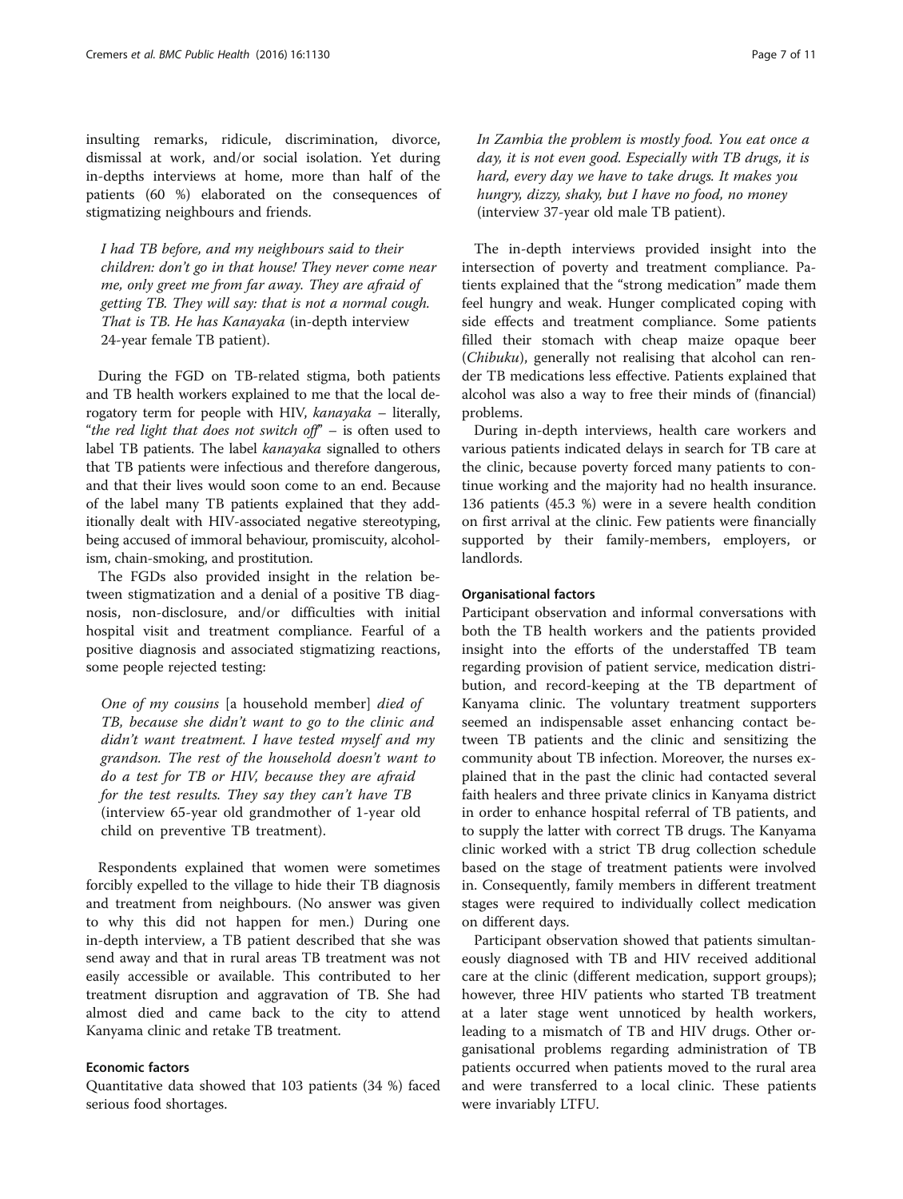insulting remarks, ridicule, discrimination, divorce, dismissal at work, and/or social isolation. Yet during in-depths interviews at home, more than half of the patients (60 %) elaborated on the consequences of stigmatizing neighbours and friends.

> *I had TB before, and my neighbours said to their children: don't go in that house! They never come near me, only greet me from far away. They are afraid of getting TB. They will say: that is not a normal cough. That is TB. He has Kanayaka* (in-depth interview 24-year female TB patient).

During the FGD on TB-related stigma, both patients and TB health workers explained to me that the local derogatory term for people with HIV, *kanayaka* – literally, "*the red light that does not switch off*" – is often used to label TB patients. The label *kanayaka* signalled to others that TB patients were infectious and therefore dangerous, and that their lives would soon come to an end. Because of the label many TB patients explained that they additionally dealt with HIV-associated negative stereotyping, being accused of immoral behaviour, promiscuity, alcoholism, chain-smoking, and prostitution.

The FGDs also provided insight in the relation between stigmatization and a denial of a positive TB diagnosis, non-disclosure, and/or difficulties with initial hospital visit and treatment compliance. Fearful of a positive diagnosis and associated stigmatizing reactions, some people rejected testing:

> *One of my cousins* [a household member] *died of TB, because she didn't want to go to the clinic and didn't want treatment. I have tested myself and my grandson. The rest of the household doesn't want to do a test for TB or HIV, because they are afraid for the test results. They say they can't have TB* (interview 65-year old grandmother of 1-year old child on preventive TB treatment).

Respondents explained that women were sometimes forcibly expelled to the village to hide their TB diagnosis and treatment from neighbours. (No answer was given to why this did not happen for men.) During one in-depth interview, a TB patient described that she was send away and that in rural areas TB treatment was not easily accessible or available. This contributed to her treatment disruption and aggravation of TB. She had almost died and came back to the city to attend Kanyama clinic and retake TB treatment.

#### Economic factors

Quantitative data showed that 103 patients (34 %) faced serious food shortages.

> *In Zambia the problem is mostly food. You eat once a day, it is not even good. Especially with TB drugs, it is hard, every day we have to take drugs. It makes you hungry, dizzy, shaky, but I have no food, no money* (interview 37-year old male TB patient).

The in-depth interviews provided insight into the intersection of poverty and treatment compliance. Patients explained that the "strong medication" made them feel hungry and weak. Hunger complicated coping with side effects and treatment compliance. Some patients filled their stomach with cheap maize opaque beer (*Chibuku*), generally not realising that alcohol can render TB medications less effective. Patients explained that alcohol was also a way to free their minds of (financial) problems.

During in-depth interviews, health care workers and various patients indicated delays in search for TB care at the clinic, because poverty forced many patients to continue working and the majority had no health insurance. 136 patients (45.3 %) were in a severe health condition on first arrival at the clinic. Few patients were financially supported by their family-members, employers, or landlords.

#### Organisational factors

Participant observation and informal conversations with both the TB health workers and the patients provided insight into the efforts of the understaffed TB team regarding provision of patient service, medication distribution, and record-keeping at the TB department of Kanyama clinic. The voluntary treatment supporters seemed an indispensable asset enhancing contact between TB patients and the clinic and sensitizing the community about TB infection. Moreover, the nurses explained that in the past the clinic had contacted several faith healers and three private clinics in Kanyama district in order to enhance hospital referral of TB patients, and to supply the latter with correct TB drugs. The Kanyama clinic worked with a strict TB drug collection schedule based on the stage of treatment patients were involved in. Consequently, family members in different treatment stages were required to individually collect medication on different days.

Participant observation showed that patients simultaneously diagnosed with TB and HIV received additional care at the clinic (different medication, support groups); however, three HIV patients who started TB treatment at a later stage went unnoticed by health workers, leading to a mismatch of TB and HIV drugs. Other organisational problems regarding administration of TB patients occurred when patients moved to the rural area and were transferred to a local clinic. These patients were invariably LTFU.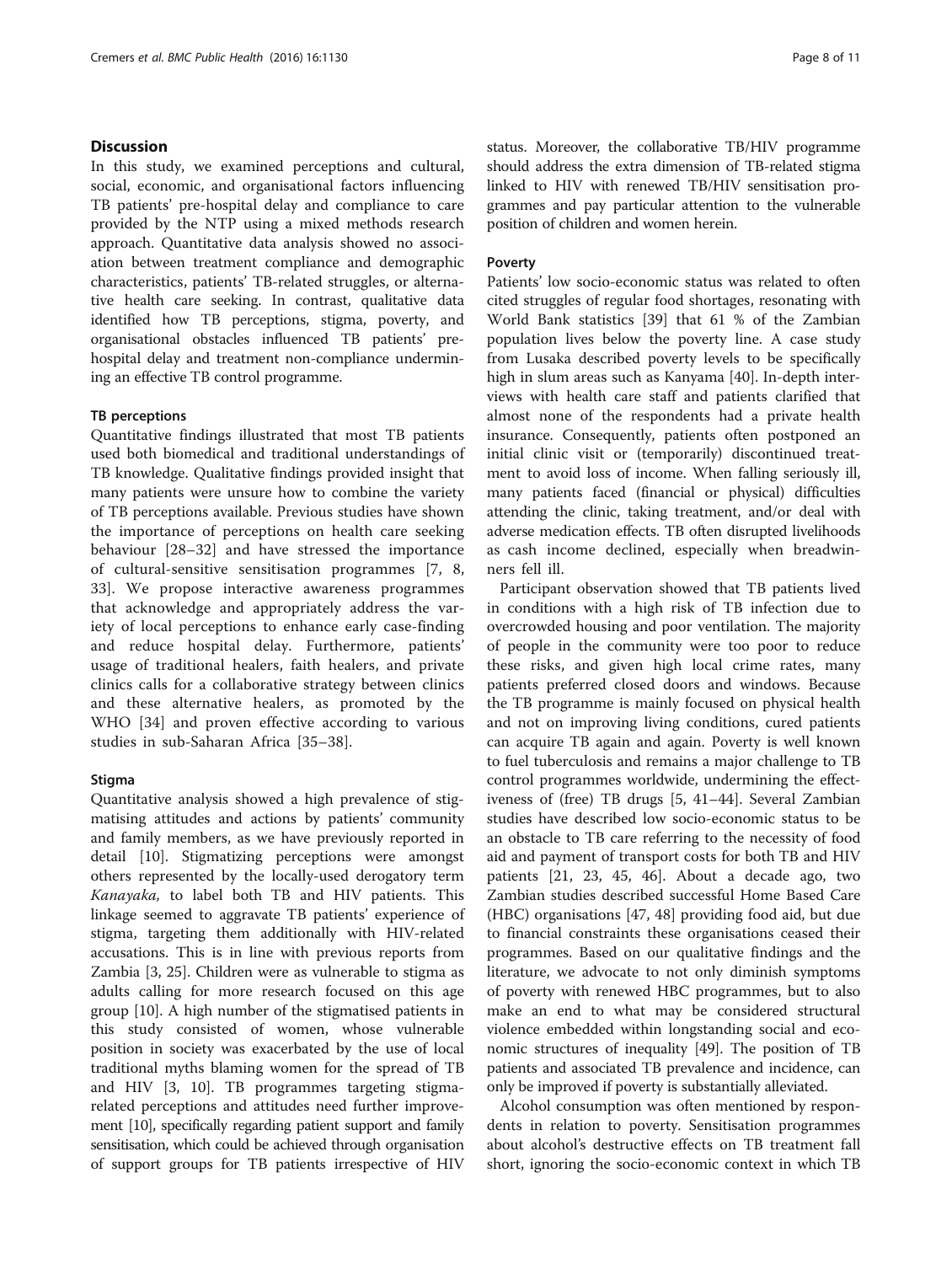## Discussion

In this study, we examined perceptions and cultural, social, economic, and organisational factors influencing TB patients' pre-hospital delay and compliance to care provided by the NTP using a mixed methods research approach. Quantitative data analysis showed no association between treatment compliance and demographic characteristics, patients' TB-related struggles, or alternative health care seeking. In contrast, qualitative data identified how TB perceptions, stigma, poverty, and organisational obstacles influenced TB patients' pre-hospital delay and treatment non-compliance undermining an effective TB control programme.

### TB perceptions

Quantitative findings illustrated that most TB patients used both biomedical and traditional understandings of TB knowledge. Qualitative findings provided insight that many patients were unsure how to combine the variety of TB perceptions available. Previous studies have shown the importance of perceptions on health care seeking behaviour [28–32] and have stressed the importance of cultural-sensitive sensitisation programmes [7, 8, 33]. We propose interactive awareness programmes that acknowledge and appropriately address the variety of local perceptions to enhance early case-finding and reduce hospital delay. Furthermore, patients' usage of traditional healers, faith healers, and private clinics calls for a collaborative strategy between clinics and these alternative healers, as promoted by the WHO [34] and proven effective according to various studies in sub-Saharan Africa [35–38].

### Stigma

Quantitative analysis showed a high prevalence of stigmatising attitudes and actions by patients' community and family members, as we have previously reported in detail [10]. Stigmatizing perceptions were amongst others represented by the locally-used derogatory term *Kanayaka,* to label both TB and HIV patients. This linkage seemed to aggravate TB patients' experience of stigma, targeting them additionally with HIV-related accusations. This is in line with previous reports from Zambia [3, 25]. Children were as vulnerable to stigma as adults calling for more research focused on this age group [10]. A high number of the stigmatised patients in this study consisted of women, whose vulnerable position in society was exacerbated by the use of local traditional myths blaming women for the spread of TB and HIV [3, 10]. TB programmes targeting stigma-related perceptions and attitudes need further improvement [10], specifically regarding patient support and family sensitisation, which could be achieved through organisation of support groups for TB patients irrespective of HIV status. Moreover, the collaborative TB/HIV programme should address the extra dimension of TB-related stigma linked to HIV with renewed TB/HIV sensitisation programmes and pay particular attention to the vulnerable position of children and women herein.

### Poverty

Patients' low socio-economic status was related to often cited struggles of regular food shortages, resonating with World Bank statistics [39] that 61 % of the Zambian population lives below the poverty line. A case study from Lusaka described poverty levels to be specifically high in slum areas such as Kanyama [40]. In-depth interviews with health care staff and patients clarified that almost none of the respondents had a private health insurance. Consequently, patients often postponed an initial clinic visit or (temporarily) discontinued treatment to avoid loss of income. When falling seriously ill, many patients faced (financial or physical) difficulties attending the clinic, taking treatment, and/or deal with adverse medication effects. TB often disrupted livelihoods as cash income declined, especially when breadwinners fell ill.

Participant observation showed that TB patients lived in conditions with a high risk of TB infection due to overcrowded housing and poor ventilation. The majority of people in the community were too poor to reduce these risks, and given high local crime rates, many patients preferred closed doors and windows. Because the TB programme is mainly focused on physical health and not on improving living conditions, cured patients can acquire TB again and again. Poverty is well known to fuel tuberculosis and remains a major challenge to TB control programmes worldwide, undermining the effectiveness of (free) TB drugs [5, 41–44]. Several Zambian studies have described low socio-economic status to be an obstacle to TB care referring to the necessity of food aid and payment of transport costs for both TB and HIV patients [21, 23, 45, 46]. About a decade ago, two Zambian studies described successful Home Based Care (HBC) organisations [47, 48] providing food aid, but due to financial constraints these organisations ceased their programmes. Based on our qualitative findings and the literature, we advocate to not only diminish symptoms of poverty with renewed HBC programmes, but to also make an end to what may be considered structural violence embedded within longstanding social and economic structures of inequality [49]. The position of TB patients and associated TB prevalence and incidence, can only be improved if poverty is substantially alleviated.

Alcohol consumption was often mentioned by respondents in relation to poverty. Sensitisation programmes about alcohol's destructive effects on TB treatment fall short, ignoring the socio-economic context in which TB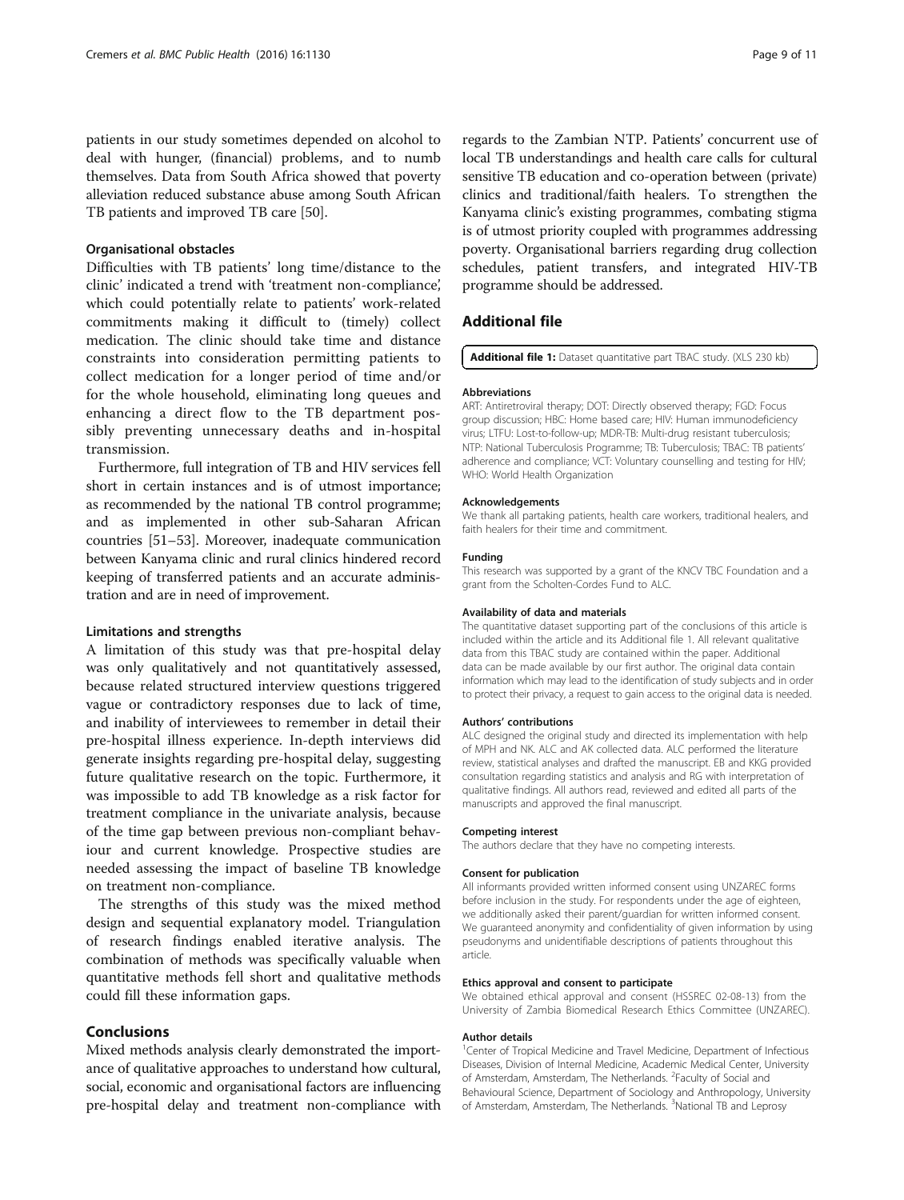patients in our study sometimes depended on alcohol to deal with hunger, (financial) problems, and to numb themselves. Data from South Africa showed that poverty alleviation reduced substance abuse among South African TB patients and improved TB care [50].

### Organisational obstacles

Difficulties with TB patients' long time/distance to the clinic' indicated a trend with 'treatment non-compliance', which could potentially relate to patients' work-related commitments making it difficult to (timely) collect medication. The clinic should take time and distance constraints into consideration permitting patients to collect medication for a longer period of time and/or for the whole household, eliminating long queues and enhancing a direct flow to the TB department possibly preventing unnecessary deaths and in-hospital transmission.

Furthermore, full integration of TB and HIV services fell short in certain instances and is of utmost importance; as recommended by the national TB control programme; and as implemented in other sub-Saharan African countries [51–53]. Moreover, inadequate communication between Kanyama clinic and rural clinics hindered record keeping of transferred patients and an accurate administration and are in need of improvement.

### Limitations and strengths

A limitation of this study was that pre-hospital delay was only qualitatively and not quantitatively assessed, because related structured interview questions triggered vague or contradictory responses due to lack of time, and inability of interviewees to remember in detail their pre-hospital illness experience. In-depth interviews did generate insights regarding pre-hospital delay, suggesting future qualitative research on the topic. Furthermore, it was impossible to add TB knowledge as a risk factor for treatment compliance in the univariate analysis, because of the time gap between previous non-compliant behaviour and current knowledge. Prospective studies are needed assessing the impact of baseline TB knowledge on treatment non-compliance.

The strengths of this study was the mixed method design and sequential explanatory model. Triangulation of research findings enabled iterative analysis. The combination of methods was specifically valuable when quantitative methods fell short and qualitative methods could fill these information gaps.

## Conclusions

Mixed methods analysis clearly demonstrated the importance of qualitative approaches to understand how cultural, social, economic and organisational factors are influencing pre-hospital delay and treatment non-compliance with regards to the Zambian NTP. Patients' concurrent use of local TB understandings and health care calls for cultural sensitive TB education and co-operation between (private) clinics and traditional/faith healers. To strengthen the Kanyama clinic's existing programmes, combating stigma is of utmost priority coupled with programmes addressing poverty. Organisational barriers regarding drug collection schedules, patient transfers, and integrated HIV-TB programme should be addressed.

## Additional file

**Additional file 1:** Dataset quantitative part TBAC study. (XLS 230 kb)

#### Abbreviations

ART: Antiretroviral therapy; DOT: Directly observed therapy; FGD: Focus group discussion; HBC: Home based care; HIV: Human immunodeficiency virus; LTFU: Lost-to-follow-up; MDR-TB: Multi-drug resistant tuberculosis; NTP: National Tuberculosis Programme; TB: Tuberculosis; TBAC: TB patients' adherence and compliance; VCT: Voluntary counselling and testing for HIV; WHO: World Health Organization

#### Acknowledgements

We thank all partaking patients, health care workers, traditional healers, and faith healers for their time and commitment.

#### Funding

This research was supported by a grant of the KNCV TBC Foundation and a grant from the Scholten-Cordes Fund to ALC.

#### Availability of data and materials

The quantitative dataset supporting part of the conclusions of this article is included within the article and its Additional file 1. All relevant qualitative data from this TBAC study are contained within the paper. Additional data can be made available by our first author. The original data contain information which may lead to the identification of study subjects and in order to protect their privacy, a request to gain access to the original data is needed.

#### Authors' contributions

ALC designed the original study and directed its implementation with help of MPH and NK. ALC and AK collected data. ALC performed the literature review, statistical analyses and drafted the manuscript. EB and KKG provided consultation regarding statistics and analysis and RG with interpretation of qualitative findings. All authors read, reviewed and edited all parts of the manuscripts and approved the final manuscript.

#### Competing interest

The authors declare that they have no competing interests.

#### Consent for publication

All informants provided written informed consent using UNZAREC forms before inclusion in the study. For respondents under the age of eighteen, we additionally asked their parent/guardian for written informed consent. We guaranteed anonymity and confidentiality of given information by using pseudonyms and unidentifiable descriptions of patients throughout this article.

#### Ethics approval and consent to participate

We obtained ethical approval and consent (HSSREC 02-08-13) from the University of Zambia Biomedical Research Ethics Committee (UNZAREC).

#### Author details

[1]Center of Tropical Medicine and Travel Medicine, Department of Infectious Diseases, Division of Internal Medicine, Academic Medical Center, University of Amsterdam, Amsterdam, The Netherlands. [2]Faculty of Social and Behavioural Science, Department of Sociology and Anthropology, University of Amsterdam, Amsterdam, The Netherlands. [3]National TB and Leprosy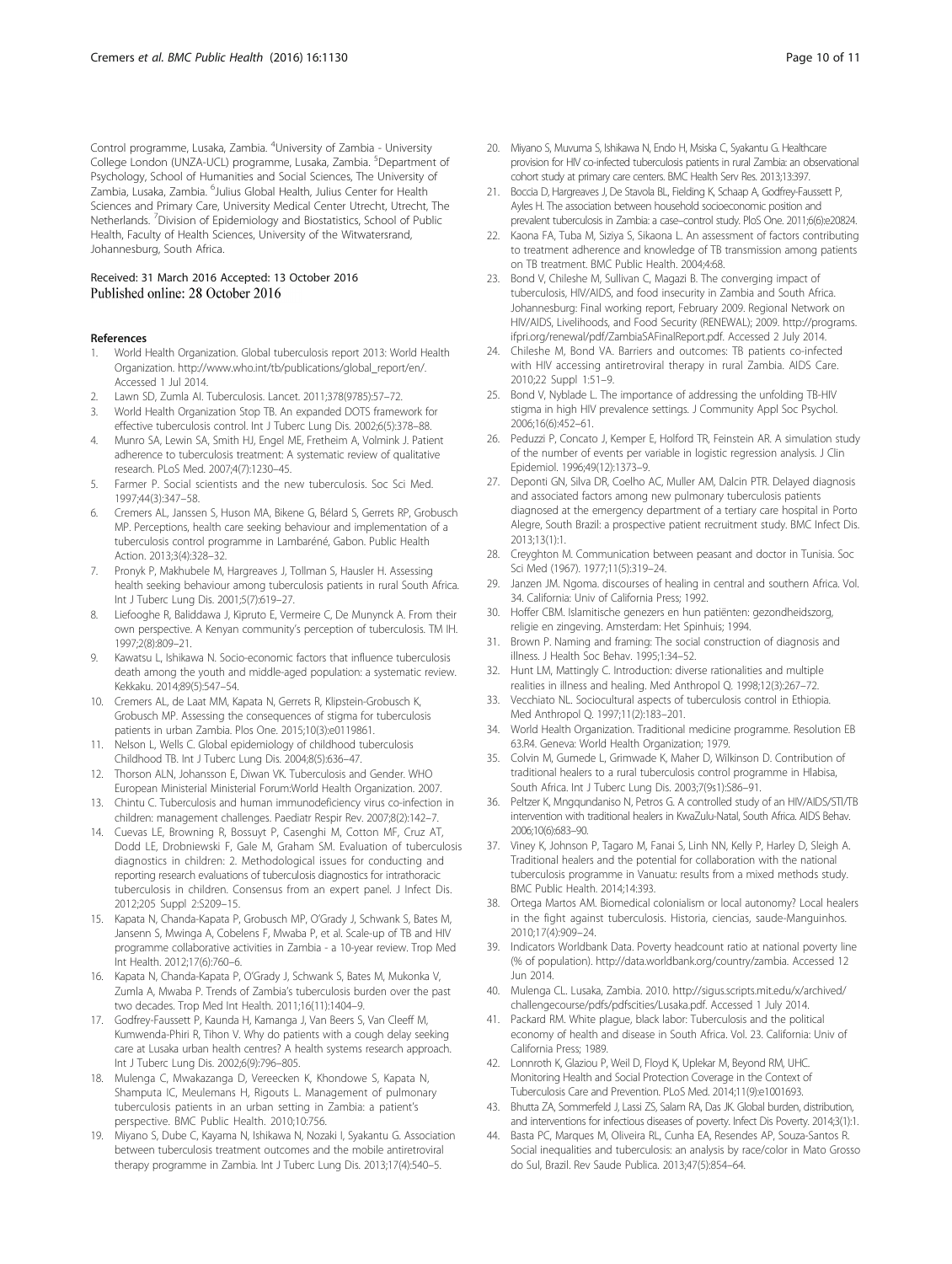Control programme, Lusaka, Zambia. [4]University of Zambia - University College London (UNZA-UCL) programme, Lusaka, Zambia. [5]Department of Psychology, School of Humanities and Social Sciences, The University of Zambia, Lusaka, Zambia. [6]Julius Global Health, Julius Center for Health Sciences and Primary Care, University Medical Center Utrecht, Utrecht, The Netherlands. [7]Division of Epidemiology and Biostatistics, School of Public Health, Faculty of Health Sciences, University of the Witwatersrand, Johannesburg, South Africa.

Received: 31 March 2016 Accepted: 13 October 2016
Published online: 28 October 2016

## References

1. World Health Organization. Global tuberculosis report 2013: World Health Organization. http://www.who.int/tb/publications/global_report/en/. Accessed 1 Jul 2014.
2. Lawn SD, Zumla AI. Tuberculosis. Lancet. 2011;378(9785):57–72.
3. World Health Organization Stop TB. An expanded DOTS framework for effective tuberculosis control. Int J Tuberc Lung Dis. 2002;6(5):378–88.
4. Munro SA, Lewin SA, Smith HJ, Engel ME, Fretheim A, Volmink J. Patient adherence to tuberculosis treatment: A systematic review of qualitative research. PLoS Med. 2007;4(7):1230–45.
5. Farmer P. Social scientists and the new tuberculosis. Soc Sci Med. 1997;44(3):347–58.
6. Cremers AL, Janssen S, Huson MA, Bikene G, Bélard S, Gerrets RP, Grobusch MP. Perceptions, health care seeking behaviour and implementation of a tuberculosis control programme in Lambaréné, Gabon. Public Health Action. 2013;3(4):328–32.
7. Pronyk P, Makhubele M, Hargreaves J, Tollman S, Hausler H. Assessing health seeking behaviour among tuberculosis patients in rural South Africa. Int J Tuberc Lung Dis. 2001;5(7):619–27.
8. Liefooghe R, Baliddawa J, Kipruto E, Vermeire C, De Munynck A. From their own perspective. A Kenyan community's perception of tuberculosis. TM IH. 1997;2(8):809–21.
9. Kawatsu L, Ishikawa N. Socio-economic factors that influence tuberculosis death among the youth and middle-aged population: a systematic review. Kekkaku. 2014;89(5):547–54.
10. Cremers AL, de Laat MM, Kapata N, Gerrets R, Klipstein-Grobusch K, Grobusch MP. Assessing the consequences of stigma for tuberculosis patients in urban Zambia. Plos One. 2015;10(3):e0119861.
11. Nelson L, Wells C. Global epidemiology of childhood tuberculosis Childhood TB. Int J Tuberc Lung Dis. 2004;8(5):636–47.
12. Thorson ALN, Johansson E, Diwan VK. Tuberculosis and Gender. WHO European Ministerial Ministerial Forum:World Health Organization. 2007.
13. Chintu C. Tuberculosis and human immunodeficiency virus co-infection in children: management challenges. Paediatr Respir Rev. 2007;8(2):142–7.
14. Cuevas LE, Browning R, Bossuyt P, Casenghi M, Cotton MF, Cruz AT, Dodd LE, Drobniewski F, Gale M, Graham SM. Evaluation of tuberculosis diagnostics in children: 2. Methodological issues for conducting and reporting research evaluations of tuberculosis diagnostics for intrathoracic tuberculosis in children. Consensus from an expert panel. J Infect Dis. 2012;205 Suppl 2:S209–15.
15. Kapata N, Chanda-Kapata P, Grobusch MP, O'Grady J, Schwank S, Bates M, Jansenn S, Mwinga A, Cobelens F, Mwaba P, et al. Scale-up of TB and HIV programme collaborative activities in Zambia - a 10-year review. Trop Med Int Health. 2012;17(6):760–6.
16. Kapata N, Chanda-Kapata P, O'Grady J, Schwank S, Bates M, Mukonka V, Zumla A, Mwaba P. Trends of Zambia's tuberculosis burden over the past two decades. Trop Med Int Health. 2011;16(11):1404–9.
17. Godfrey-Faussett P, Kaunda H, Kamanga J, van Beers S, Van Cleeff M, Kumwenda-Phiri R, Tihon V. Why do patients with a cough delay seeking care at Lusaka urban health centres? A health systems research approach. Int J Tuberc Lung Dis. 2002;6(9):796–805.
18. Mulenga C, Mwakazanga D, Vereecken K, Khondowe S, Kapata N, Shamputa IC, Meulemans H, Rigouts L. Management of pulmonary tuberculosis patients in an urban setting in Zambia: a patient's perspective. BMC Public Health. 2010;10:756.
19. Miyano S, Dube C, Kayama N, Ishikawa N, Nozaki I, Syakantu G. Association between tuberculosis treatment outcomes and the mobile antiretroviral therapy programme in Zambia. Int J Tuberc Lung Dis. 2013;17(4):540–5.
20. Miyano S, Muvuma S, Ishikawa N, Endo H, Msiska C, Syakantu G. Healthcare provision for HIV co-infected tuberculosis patients in rural Zambia: an observational cohort study at primary care centers. BMC Health Serv Res. 2013;13:397.
21. Boccia D, Hargreaves J, De Stavola BL, Fielding K, Schaap A, Godfrey-Faussett P, Ayles H. The association between household socioeconomic position and prevalent tuberculosis in Zambia: a case–control study. PloS One. 2011;6(6):e20824.
22. Kaona FA, Tuba M, Siziya S, Sikaona L. An assessment of factors contributing to treatment adherence and knowledge of TB transmission among patients on TB treatment. BMC Public Health. 2004;4:68.
23. Bond V, Chileshe M, Sullivan C, Magazi B. The converging impact of tuberculosis, HIV/AIDS, and food insecurity in Zambia and South Africa. Johannesburg: Final working report, February 2009. Regional Network on HIV/AIDS, Livelihoods, and Food Security (RENEWAL); 2009. http://programs.ifpri.org/renewal/pdf/ZambiaSAFinalReport.pdf. Accessed 2 July 2014.
24. Chileshe M, Bond VA. Barriers and outcomes: TB patients co-infected with HIV accessing antiretroviral therapy in rural Zambia. AIDS Care. 2010;22 Suppl 1:51–9.
25. Bond V, Nyblade L. The importance of addressing the unfolding TB-HIV stigma in high HIV prevalence settings. J Community Appl Soc Psychol. 2006;16(6):452–61.
26. Peduzzi P, Concato J, Kemper E, Holford TR, Feinstein AR. A simulation study of the number of events per variable in logistic regression analysis. J Clin Epidemiol. 1996;49(12):1373–9.
27. Deponti GN, Silva DR, Coelho AC, Muller AM, Dalcin PTR. Delayed diagnosis and associated factors among new pulmonary tuberculosis patients diagnosed at the emergency department of a tertiary care hospital in Porto Alegre, South Brazil: a prospective patient recruitment study. BMC Infect Dis. 2013;13(1):1.
28. Creyghton M. Communication between peasant and doctor in Tunisia. Soc Sci Med (1967). 1977;11(5):319–24.
29. Janzen JM. Ngoma. discourses of healing in central and southern Africa. Vol. 34. California: Univ of California Press; 1992.
30. Hoffer CBM. Islamitische genezers en hun patiënten: gezondheidszorg, religie en zingeving. Amsterdam: Het Spinhuis; 1994.
31. Brown P. Naming and framing: The social construction of diagnosis and illness. J Health Soc Behav. 1995;1:34–52.
32. Hunt LM, Mattingly C. Introduction: diverse rationalities and multiple realities in illness and healing. Med Anthropol Q. 1998;12(3):267–72.
33. Vecchiato NL. Sociocultural aspects of tuberculosis control in Ethiopia. Med Anthropol Q. 1997;11(2):183–201.
34. World Health Organization. Traditional medicine programme. Resolution EB 63.R4. Geneva: World Health Organization; 1979.
35. Colvin M, Gumede L, Grimwade K, Maher D, Wilkinson D. Contribution of traditional healers to a rural tuberculosis control programme in Hlabisa, South Africa. Int J Tuberc Lung Dis. 2003;7(9s1):S86–91.
36. Peltzer K, Mngqundaniso N, Petros G. A controlled study of an HIV/AIDS/STI/TB intervention with traditional healers in KwaZulu-Natal, South Africa. AIDS Behav. 2006;10(6):683–90.
37. Viney K, Johnson P, Tagaro M, Fanai S, Linh NN, Kelly P, Harley D, Sleigh A. Traditional healers and the potential for collaboration with the national tuberculosis programme in Vanuatu: results from a mixed methods study. BMC Public Health. 2014;14:393.
38. Ortega Martos AM. Biomedical colonialism or local autonomy? Local healers in the fight against tuberculosis. Historia, ciencias, saude-Manguinhos. 2010;17(4):909–24.
39. Indicators Worldbank Data. Poverty headcount ratio at national poverty line (% of population). http://data.worldbank.org/country/zambia. Accessed 12 Jun 2014.
40. Mulenga CL. Lusaka, Zambia. 2010. http://sigus.scripts.mit.edu/x/archived/challengecourse/pdfs/pdfscities/Lusaka.pdf. Accessed 1 July 2014.
41. Packard RM. White plague, black labor: Tuberculosis and the political economy of health and disease in South Africa. Vol. 23. California: Univ of California Press; 1989.
42. Lonnroth K, Glaziou P, Weil D, Floyd K, Uplekar M, Beyond RM, UHC. Monitoring Health and Social Protection Coverage in the Context of Tuberculosis Care and Prevention. PLoS Med. 2014;11(9):e1001693.
43. Bhutta ZA, Sommerfeld J, Lassi ZS, Salam RA, Das JK. Global burden, distribution, and interventions for infectious diseases of poverty. Infect Dis Poverty. 2014;3(1):1.
44. Basta PC, Marques M, Oliveira RL, Cunha EA, Resendes AP, Souza-Santos R. Social inequalities and tuberculosis: an analysis by race/color in Mato Grosso do Sul, Brazil. Rev Saude Publica. 2013;47(5):854–64.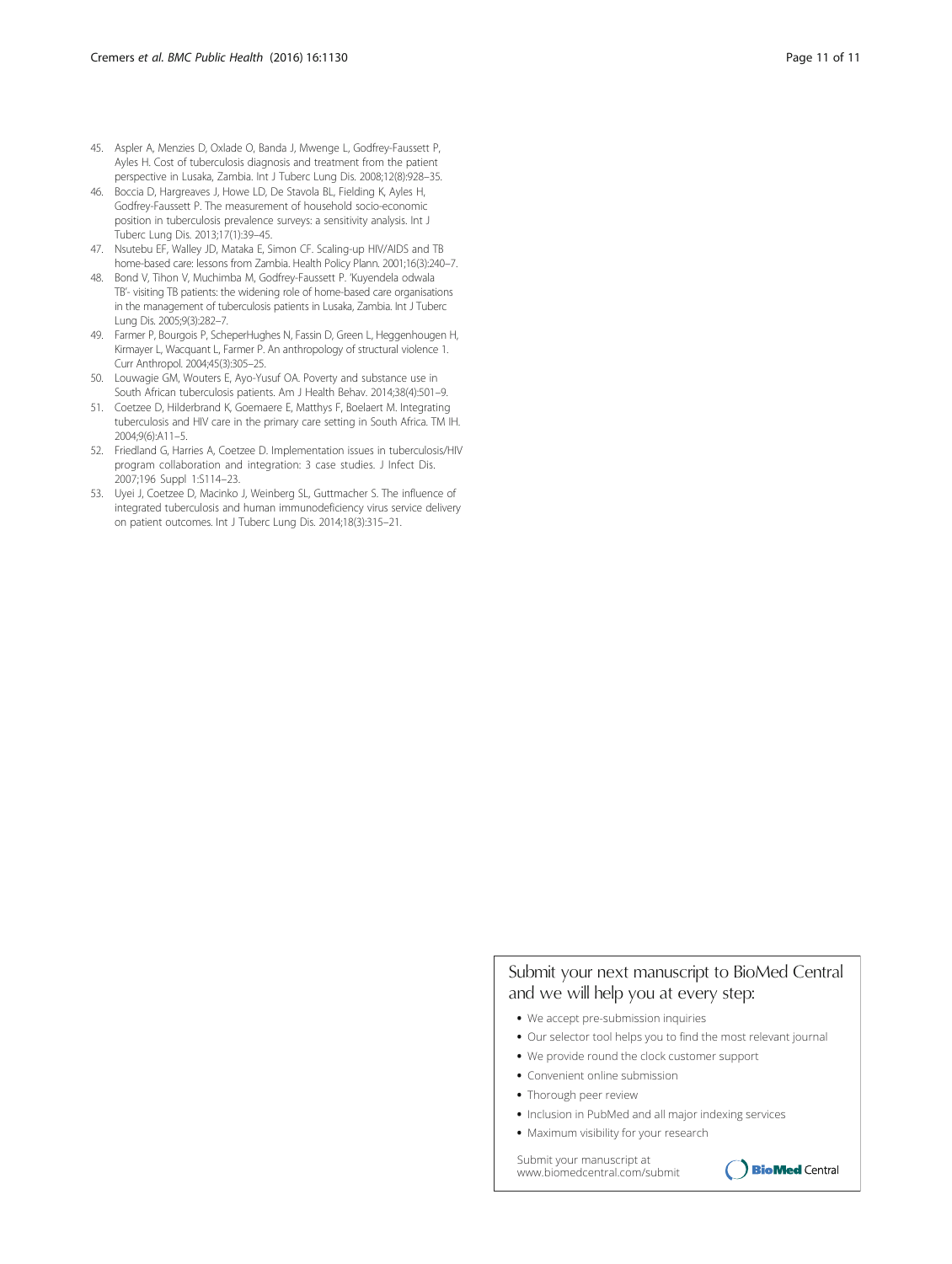45. Aspler A, Menzies D, Oxlade O, Banda J, Mwenge L, Godfrey-Faussett P, Ayles H. Cost of tuberculosis diagnosis and treatment from the patient perspective in Lusaka, Zambia. Int J Tuberc Lung Dis. 2008;12(8):928–35.
46. Boccia D, Hargreaves J, Howe LD, De Stavola BL, Fielding K, Ayles H, Godfrey-Faussett P. The measurement of household socio-economic position in tuberculosis prevalence surveys: a sensitivity analysis. Int J Tuberc Lung Dis. 2013;17(1):39–45.
47. Nsutebu EF, Walley JD, Mataka E, Simon CF. Scaling-up HIV/AIDS and TB home-based care: lessons from Zambia. Health Policy Plann. 2001;16(3):240–7.
48. Bond V, Tihon V, Muchimba M, Godfrey-Faussett P. 'Kuyendela odwala TB'- visiting TB patients: the widening role of home-based care organisations in the management of tuberculosis patients in Lusaka, Zambia. Int J Tuberc Lung Dis. 2005;9(3):282–7.
49. Farmer P, Bourgois P, ScheperHughes N, Fassin D, Green L, Heggenhougen H, Kirmayer L, Wacquant L, Farmer P. An anthropology of structural violence 1. Curr Anthropol. 2004;45(3):305–25.
50. Louwagie GM, Wouters E, Ayo-Yusuf OA. Poverty and substance use in South African tuberculosis patients. Am J Health Behav. 2014;38(4):501–9.
51. Coetzee D, Hilderbrand K, Goemaere E, Matthys F, Boelaert M. Integrating tuberculosis and HIV care in the primary care setting in South Africa. TM IH. 2004;9(6):A11–5.
52. Friedland G, Harries A, Coetzee D. Implementation issues in tuberculosis/HIV program collaboration and integration: 3 case studies. J Infect Dis. 2007;196 Suppl 1:S114–23.
53. Uyei J, Coetzee D, Macinko J, Weinberg SL, Guttmacher S. The influence of integrated tuberculosis and human immunodeficiency virus service delivery on patient outcomes. Int J Tuberc Lung Dis. 2014;18(3):315–21.

Submit your next manuscript to BioMed Central and we will help you at every step:

- We accept pre-submission inquiries
- Our selector tool helps you to find the most relevant journal
- We provide round the clock customer support
- Convenient online submission
- Thorough peer review
- Inclusion in PubMed and all major indexing services
- Maximum visibility for your research

Submit your manuscript at
www.biomedcentral.com/submit

BioMed Central